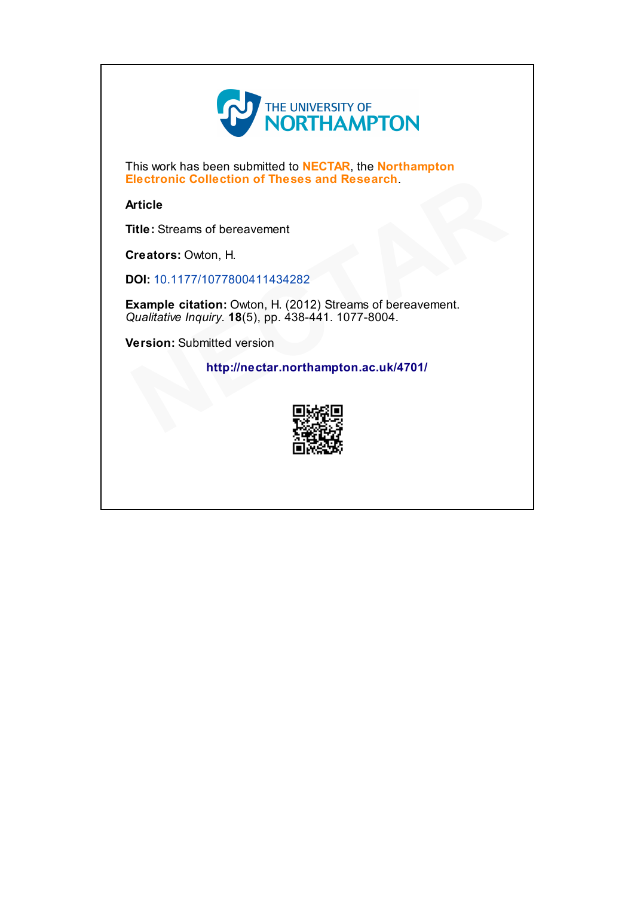THE UNIVERSITY OF NORTHAMPTON

This work has been submitted to **NECTAR**, the **Northampton Electronic Collection of Theses and Research**.

**Article**

**Title:** Streams of bereavement

**Creators:** Owton, H.

**DOI:** 10.1177/1077800411434282

**Example citation:** Owton, H. (2012) Streams of bereavement. *Qualitative Inquiry.* **18**(5), pp. 438-441. 1077-8004.

**Version:** Submitted version

**http://nectar.northampton.ac.uk/4701/**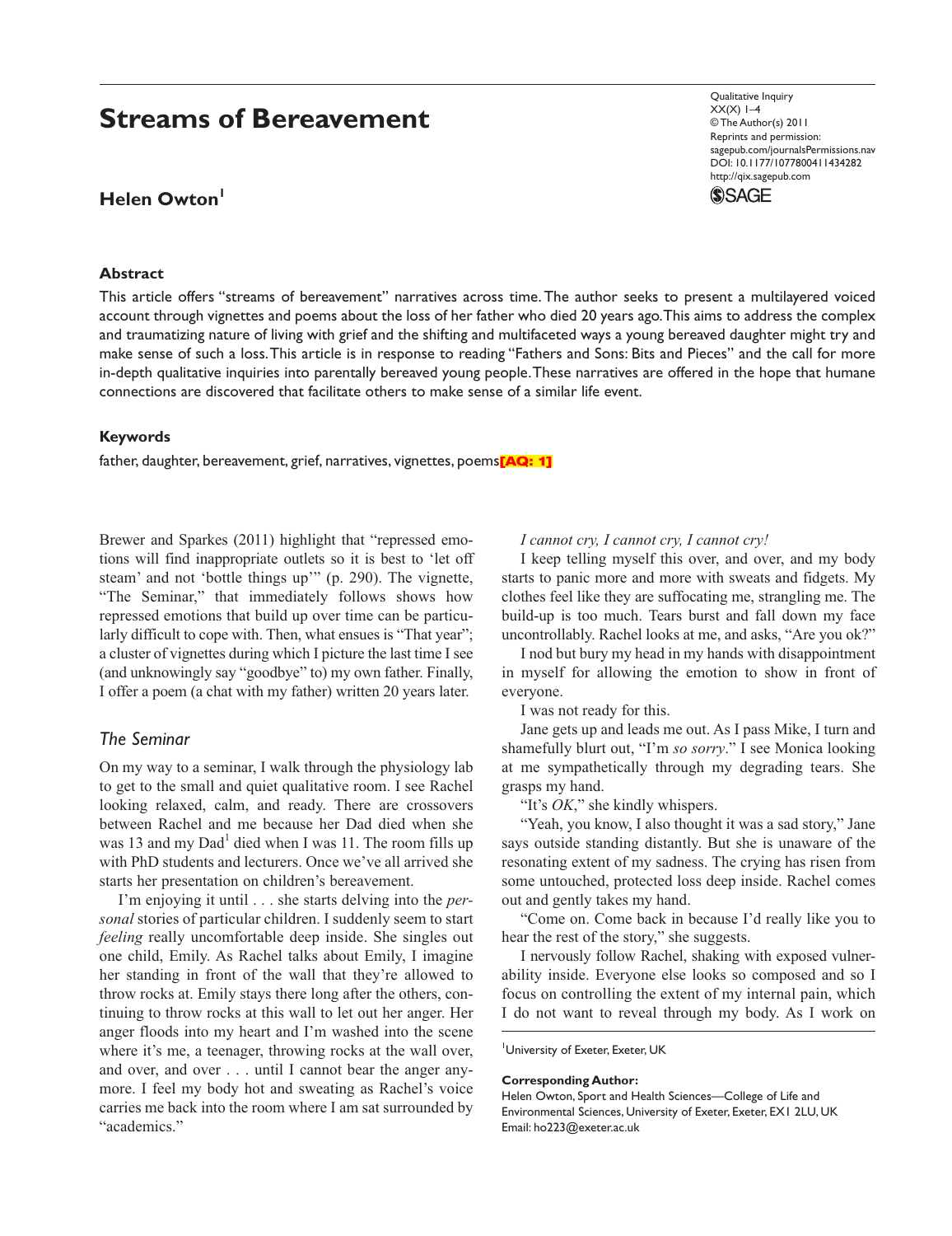# Streams of Bereavement

**Helen Owton**[1]

## Abstract

This article offers "streams of bereavement" narratives across time. The author seeks to present a multilayered voiced account through vignettes and poems about the loss of her father who died 20 years ago. This aims to address the complex and traumatizing nature of living with grief and the shifting and multifaceted ways a young bereaved daughter might try and make sense of such a loss. This article is in response to reading "Fathers and Sons: Bits and Pieces" and the call for more in-depth qualitative inquiries into parentally bereaved young people. These narratives are offered in the hope that humane connections are discovered that facilitate others to make sense of a similar life event.

## Keywords

father, daughter, bereavement, grief, narratives, vignettes, poems[AQ: 1]

Brewer and Sparkes (2011) highlight that "repressed emotions will find inappropriate outlets so it is best to 'let off steam' and not 'bottle things up'" (p. 290). The vignette, "The Seminar," that immediately follows shows how repressed emotions that build up over time can be particularly difficult to cope with. Then, what ensues is "That year"; a cluster of vignettes during which I picture the last time I see (and unknowingly say "goodbye" to) my own father. Finally, I offer a poem (a chat with my father) written 20 years later.

### *The Seminar*

On my way to a seminar, I walk through the physiology lab to get to the small and quiet qualitative room. I see Rachel looking relaxed, calm, and ready. There are crossovers between Rachel and me because her Dad died when she was 13 and my Dad[1] died when I was 11. The room fills up with PhD students and lecturers. Once we've all arrived she starts her presentation on children's bereavement.

I'm enjoying it until . . . she starts delving into the *personal* stories of particular children. I suddenly seem to start *feeling* really uncomfortable deep inside. She singles out one child, Emily. As Rachel talks about Emily, I imagine her standing in front of the wall that they're allowed to throw rocks at. Emily stays there long after the others, continuing to throw rocks at this wall to let out her anger. Her anger floods into my heart and I'm washed into the scene where it's me, a teenager, throwing rocks at the wall over, and over, and over . . . until I cannot bear the anger anymore. I feel my body hot and sweating as Rachel's voice carries me back into the room where I am sat surrounded by "academics."

*I cannot cry, I cannot cry, I cannot cry!*

I keep telling myself this over, and over, and my body starts to panic more and more with sweats and fidgets. My clothes feel like they are suffocating me, strangling me. The build-up is too much. Tears burst and fall down my face uncontrollably. Rachel looks at me, and asks, "Are you ok?"

I nod but bury my head in my hands with disappointment in myself for allowing the emotion to show in front of everyone.

I was not ready for this.

Jane gets up and leads me out. As I pass Mike, I turn and shamefully blurt out, "I'm *so sorry*." I see Monica looking at me sympathetically through my degrading tears. She grasps my hand.

"It's *OK*," she kindly whispers.

"Yeah, you know, I also thought it was a sad story," Jane says outside standing distantly. But she is unaware of the resonating extent of my sadness. The crying has risen from some untouched, protected loss deep inside. Rachel comes out and gently takes my hand.

"Come on. Come back in because I'd really like you to hear the rest of the story," she suggests.

I nervously follow Rachel, shaking with exposed vulnerability inside. Everyone else looks so composed and so I focus on controlling the extent of my internal pain, which I do not want to reveal through my body. As I work on

---

[1]University of Exeter, Exeter, UK

**Corresponding Author:**
Helen Owton, Sport and Health Sciences—College of Life and Environmental Sciences, University of Exeter, Exeter, EX1 2LU, UK
Email: ho223@exeter.ac.uk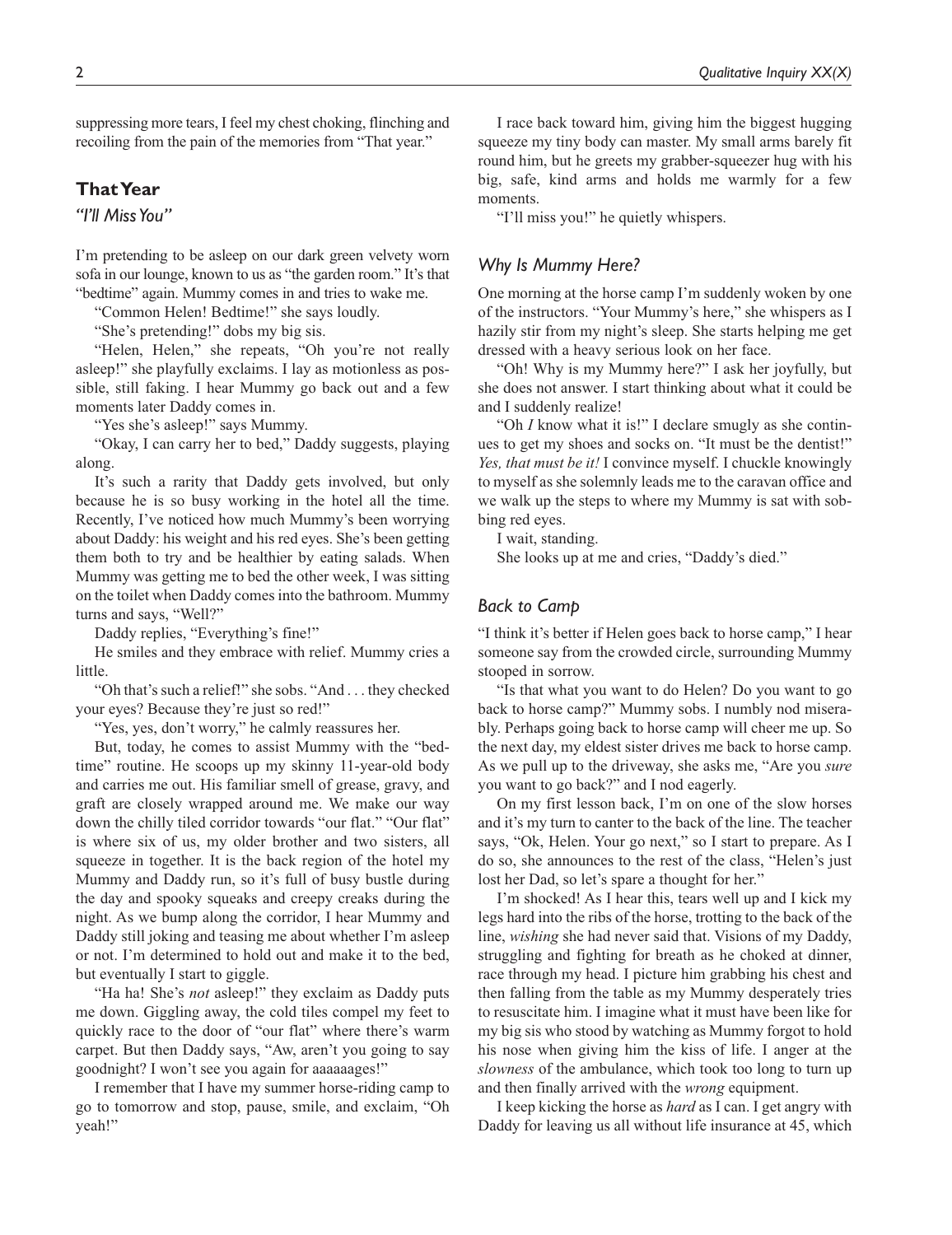suppressing more tears, I feel my chest choking, flinching and recoiling from the pain of the memories from "That year."

## That Year

### *"I'll Miss You"*

I'm pretending to be asleep on our dark green velvety worn sofa in our lounge, known to us as "the garden room." It's that "bedtime" again. Mummy comes in and tries to wake me.

"Common Helen! Bedtime!" she says loudly.

"She's pretending!" dobs my big sis.

"Helen, Helen," she repeats, "Oh you're not really asleep!" she playfully exclaims. I lay as motionless as possible, still faking. I hear Mummy go back out and a few moments later Daddy comes in.

"Yes she's asleep!" says Mummy.

"Okay, I can carry her to bed," Daddy suggests, playing along.

It's such a rarity that Daddy gets involved, but only because he is so busy working in the hotel all the time. Recently, I've noticed how much Mummy's been worrying about Daddy: his weight and his red eyes. She's been getting them both to try and be healthier by eating salads. When Mummy was getting me to bed the other week, I was sitting on the toilet when Daddy comes into the bathroom. Mummy turns and says, "Well?"

Daddy replies, "Everything's fine!"

He smiles and they embrace with relief. Mummy cries a little.

"Oh that's such a relief!" she sobs. "And . . . they checked your eyes? Because they're just so red!"

"Yes, yes, don't worry," he calmly reassures her.

But, today, he comes to assist Mummy with the "bedtime" routine. He scoops up my skinny 11-year-old body and carries me out. His familiar smell of grease, gravy, and graft are closely wrapped around me. We make our way down the chilly tiled corridor towards "our flat." "Our flat" is where six of us, my older brother and two sisters, all squeeze in together. It is the back region of the hotel my Mummy and Daddy run, so it's full of busy bustle during the day and spooky squeaks and creepy creaks during the night. As we bump along the corridor, I hear Mummy and Daddy still joking and teasing me about whether I'm asleep or not. I'm determined to hold out and make it to the bed, but eventually I start to giggle.

"Ha ha! She's *not* asleep!" they exclaim as Daddy puts me down. Giggling away, the cold tiles compel my feet to quickly race to the door of "our flat" where there's warm carpet. But then Daddy says, "Aw, aren't you going to say goodnight? I won't see you again for aaaaaages!"

I remember that I have my summer horse-riding camp to go to tomorrow and stop, pause, smile, and exclaim, "Oh yeah!"

I race back toward him, giving him the biggest hugging squeeze my tiny body can master. My small arms barely fit round him, but he greets my grabber-squeezer hug with his big, safe, kind arms and holds me warmly for a few moments.

"I'll miss you!" he quietly whispers.

### *Why Is Mummy Here?*

One morning at the horse camp I'm suddenly woken by one of the instructors. "Your Mummy's here," she whispers as I hazily stir from my night's sleep. She starts helping me get dressed with a heavy serious look on her face.

"Oh! Why is my Mummy here?" I ask her joyfully, but she does not answer. I start thinking about what it could be and I suddenly realize!

"Oh *I* know what it is!" I declare smugly as she continues to get my shoes and socks on. "It must be the dentist!" *Yes, that must be it!* I convince myself. I chuckle knowingly to myself as she solemnly leads me to the caravan office and we walk up the steps to where my Mummy is sat with sobbing red eyes.

I wait, standing.

She looks up at me and cries, "Daddy's died."

### *Back to Camp*

"I think it's better if Helen goes back to horse camp," I hear someone say from the crowded circle, surrounding Mummy stooped in sorrow.

"Is that what you want to do Helen? Do you want to go back to horse camp?" Mummy sobs. I numbly nod miserably. Perhaps going back to horse camp will cheer me up. So the next day, my eldest sister drives me back to horse camp. As we pull up to the driveway, she asks me, "Are you *sure* you want to go back?" and I nod eagerly.

On my first lesson back, I'm on one of the slow horses and it's my turn to canter to the back of the line. The teacher says, "Ok, Helen. Your go next," so I start to prepare. As I do so, she announces to the rest of the class, "Helen's just lost her Dad, so let's spare a thought for her."

I'm shocked! As I hear this, tears well up and I kick my legs hard into the ribs of the horse, trotting to the back of the line, *wishing* she had never said that. Visions of my Daddy, struggling and fighting for breath as he choked at dinner, race through my head. I picture him grabbing his chest and then falling from the table as my Mummy desperately tries to resuscitate him. I imagine what it must have been like for my big sis who stood by watching as Mummy forgot to hold his nose when giving him the kiss of life. I anger at the *slowness* of the ambulance, which took too long to turn up and then finally arrived with the *wrong* equipment.

I keep kicking the horse as *hard* as I can. I get angry with Daddy for leaving us all without life insurance at 45, which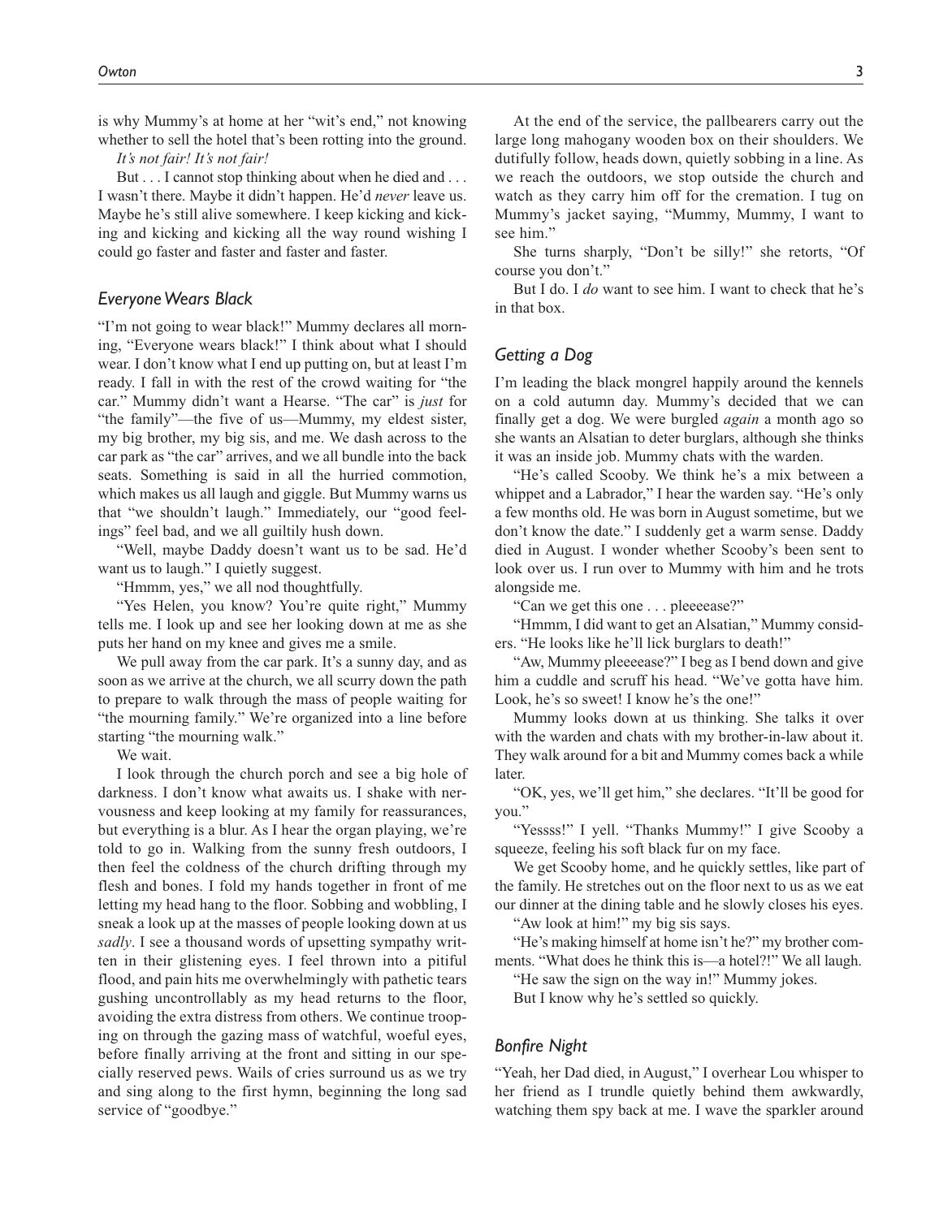is why Mummy's at home at her "wit's end," not knowing whether to sell the hotel that's been rotting into the ground.

*It's not fair! It's not fair!*

But . . . I cannot stop thinking about when he died and . . . I wasn't there. Maybe it didn't happen. He'd *never* leave us. Maybe he's still alive somewhere. I keep kicking and kicking and kicking and kicking all the way round wishing I could go faster and faster and faster and faster.

## *Everyone Wears Black*

"I'm not going to wear black!" Mummy declares all morning, "Everyone wears black!" I think about what I should wear. I don't know what I end up putting on, but at least I'm ready. I fall in with the rest of the crowd waiting for "the car." Mummy didn't want a Hearse. "The car" is *just* for "the family"—the five of us—Mummy, my eldest sister, my big brother, my big sis, and me. We dash across to the car park as "the car" arrives, and we all bundle into the back seats. Something is said in all the hurried commotion, which makes us all laugh and giggle. But Mummy warns us that "we shouldn't laugh." Immediately, our "good feelings" feel bad, and we all guiltily hush down.

"Well, maybe Daddy doesn't want us to be sad. He'd want us to laugh." I quietly suggest.

"Hmmm, yes," we all nod thoughtfully.

"Yes Helen, you know? You're quite right," Mummy tells me. I look up and see her looking down at me as she puts her hand on my knee and gives me a smile.

We pull away from the car park. It's a sunny day, and as soon as we arrive at the church, we all scurry down the path to prepare to walk through the mass of people waiting for "the mourning family." We're organized into a line before starting "the mourning walk."

We wait.

I look through the church porch and see a big hole of darkness. I don't know what awaits us. I shake with nervousness and keep looking at my family for reassurances, but everything is a blur. As I hear the organ playing, we're told to go in. Walking from the sunny fresh outdoors, I then feel the coldness of the church drifting through my flesh and bones. I fold my hands together in front of me letting my head hang to the floor. Sobbing and wobbling, I sneak a look up at the masses of people looking down at us *sadly*. I see a thousand words of upsetting sympathy written in their glistening eyes. I feel thrown into a pitiful flood, and pain hits me overwhelmingly with pathetic tears gushing uncontrollably as my head returns to the floor, avoiding the extra distress from others. We continue trooping on through the gazing mass of watchful, woeful eyes, before finally arriving at the front and sitting in our specially reserved pews. Wails of cries surround us as we try and sing along to the first hymn, beginning the long sad service of "goodbye."

At the end of the service, the pallbearers carry out the large long mahogany wooden box on their shoulders. We dutifully follow, heads down, quietly sobbing in a line. As we reach the outdoors, we stop outside the church and watch as they carry him off for the cremation. I tug on Mummy's jacket saying, "Mummy, Mummy, I want to see him."

She turns sharply, "Don't be silly!" she retorts, "Of course you don't."

But I do. I *do* want to see him. I want to check that he's in that box.

## *Getting a Dog*

I'm leading the black mongrel happily around the kennels on a cold autumn day. Mummy's decided that we can finally get a dog. We were burgled *again* a month ago so she wants an Alsatian to deter burglars, although she thinks it was an inside job. Mummy chats with the warden.

"He's called Scooby. We think he's a mix between a whippet and a Labrador," I hear the warden say. "He's only a few months old. He was born in August sometime, but we don't know the date." I suddenly get a warm sense. Daddy died in August. I wonder whether Scooby's been sent to look over us. I run over to Mummy with him and he trots alongside me.

"Can we get this one . . . pleeeease?"

"Hmmm, I did want to get an Alsatian," Mummy considers. "He looks like he'll lick burglars to death!"

"Aw, Mummy pleeeease?" I beg as I bend down and give him a cuddle and scruff his head. "We've gotta have him. Look, he's so sweet! I know he's the one!"

Mummy looks down at us thinking. She talks it over with the warden and chats with my brother-in-law about it. They walk around for a bit and Mummy comes back a while later.

"OK, yes, we'll get him," she declares. "It'll be good for you."

"Yessss!" I yell. "Thanks Mummy!" I give Scooby a squeeze, feeling his soft black fur on my face.

We get Scooby home, and he quickly settles, like part of the family. He stretches out on the floor next to us as we eat our dinner at the dining table and he slowly closes his eyes.

"Aw look at him!" my big sis says.

"He's making himself at home isn't he?" my brother comments. "What does he think this is—a hotel?!" We all laugh.

"He saw the sign on the way in!" Mummy jokes.

But I know why he's settled so quickly.

## *Bonfire Night*

"Yeah, her Dad died, in August," I overhear Lou whisper to her friend as I trundle quietly behind them awkwardly, watching them spy back at me. I wave the sparkler around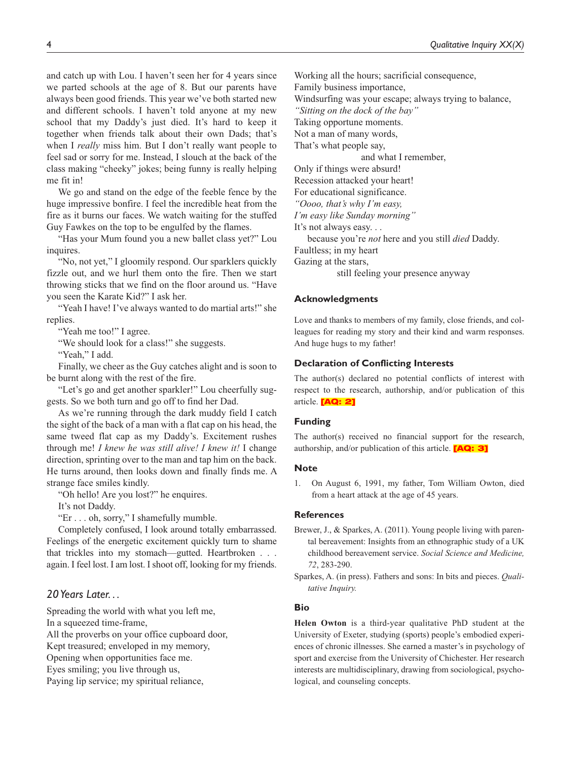and catch up with Lou. I haven't seen her for 4 years since we parted schools at the age of 8. But our parents have always been good friends. This year we've both started new and different schools. I haven't told anyone at my new school that my Daddy's just died. It's hard to keep it together when friends talk about their own Dads; that's when I *really* miss him. But I don't really want people to feel sad or sorry for me. Instead, I slouch at the back of the class making "cheeky" jokes; being funny is really helping me fit in!

We go and stand on the edge of the feeble fence by the huge impressive bonfire. I feel the incredible heat from the fire as it burns our faces. We watch waiting for the stuffed Guy Fawkes on the top to be engulfed by the flames.

"Has your Mum found you a new ballet class yet?" Lou inquires.

"No, not yet," I gloomily respond. Our sparklers quickly fizzle out, and we hurl them onto the fire. Then we start throwing sticks that we find on the floor around us. "Have you seen the Karate Kid?" I ask her.

"Yeah I have! I've always wanted to do martial arts!" she replies.

"Yeah me too!" I agree.

"We should look for a class!" she suggests.

"Yeah," I add.

Finally, we cheer as the Guy catches alight and is soon to be burnt along with the rest of the fire.

"Let's go and get another sparkler!" Lou cheerfully suggests. So we both turn and go off to find her Dad.

As we're running through the dark muddy field I catch the sight of the back of a man with a flat cap on his head, the same tweed flat cap as my Daddy's. Excitement rushes through me! *I knew he was still alive! I knew it!* I change direction, sprinting over to the man and tap him on the back. He turns around, then looks down and finally finds me. A strange face smiles kindly.

"Oh hello! Are you lost?" he enquires.

It's not Daddy.

"Er . . . oh, sorry," I shamefully mumble.

Completely confused, I look around totally embarrassed. Feelings of the energetic excitement quickly turn to shame that trickles into my stomach—gutted. Heartbroken . . . again. I feel lost. I am lost. I shoot off, looking for my friends.

## *20 Years Later. . .*

Spreading the world with what you left me,
In a squeezed time-frame,
All the proverbs on your office cupboard door,
Kept treasured; enveloped in my memory,
Opening when opportunities face me.
Eyes smiling; you live through us,
Paying lip service; my spiritual reliance,
Working all the hours; sacrificial consequence,
Family business importance,
Windsurfing was your escape; always trying to balance,
*"Sitting on the dock of the bay"*
Taking opportune moments.
Not a man of many words,
That's what people say,
    and what I remember,
Only if things were absurd!
Recession attacked your heart!
For educational significance.
*"Oooo, that's why I'm easy,*
*I'm easy like Sunday morning"*
It's not always easy. . .
  because you're *not* here and you still *died* Daddy.
Faultless; in my heart
Gazing at the stars,
    still feeling your presence anyway

## Acknowledgments

Love and thanks to members of my family, close friends, and colleagues for reading my story and their kind and warm responses. And huge hugs to my father!

## Declaration of Conflicting Interests

The author(s) declared no potential conflicts of interest with respect to the research, authorship, and/or publication of this article. **[AQ: 2]**

## Funding

The author(s) received no financial support for the research, authorship, and/or publication of this article. **[AQ: 3]**

## Note

1. On August 6, 1991, my father, Tom William Owton, died from a heart attack at the age of 45 years.

## References

Brewer, J., & Sparkes, A. (2011). Young people living with parental bereavement: Insights from an ethnographic study of a UK childhood bereavement service. *Social Science and Medicine, 72*, 283-290.

Sparkes, A. (in press). Fathers and sons: In bits and pieces. *Qualitative Inquiry.*

## Bio

**Helen Owton** is a third-year qualitative PhD student at the University of Exeter, studying (sports) people's embodied experiences of chronic illnesses. She earned a master's in psychology of sport and exercise from the University of Chichester. Her research interests are multidisciplinary, drawing from sociological, psychological, and counseling concepts.